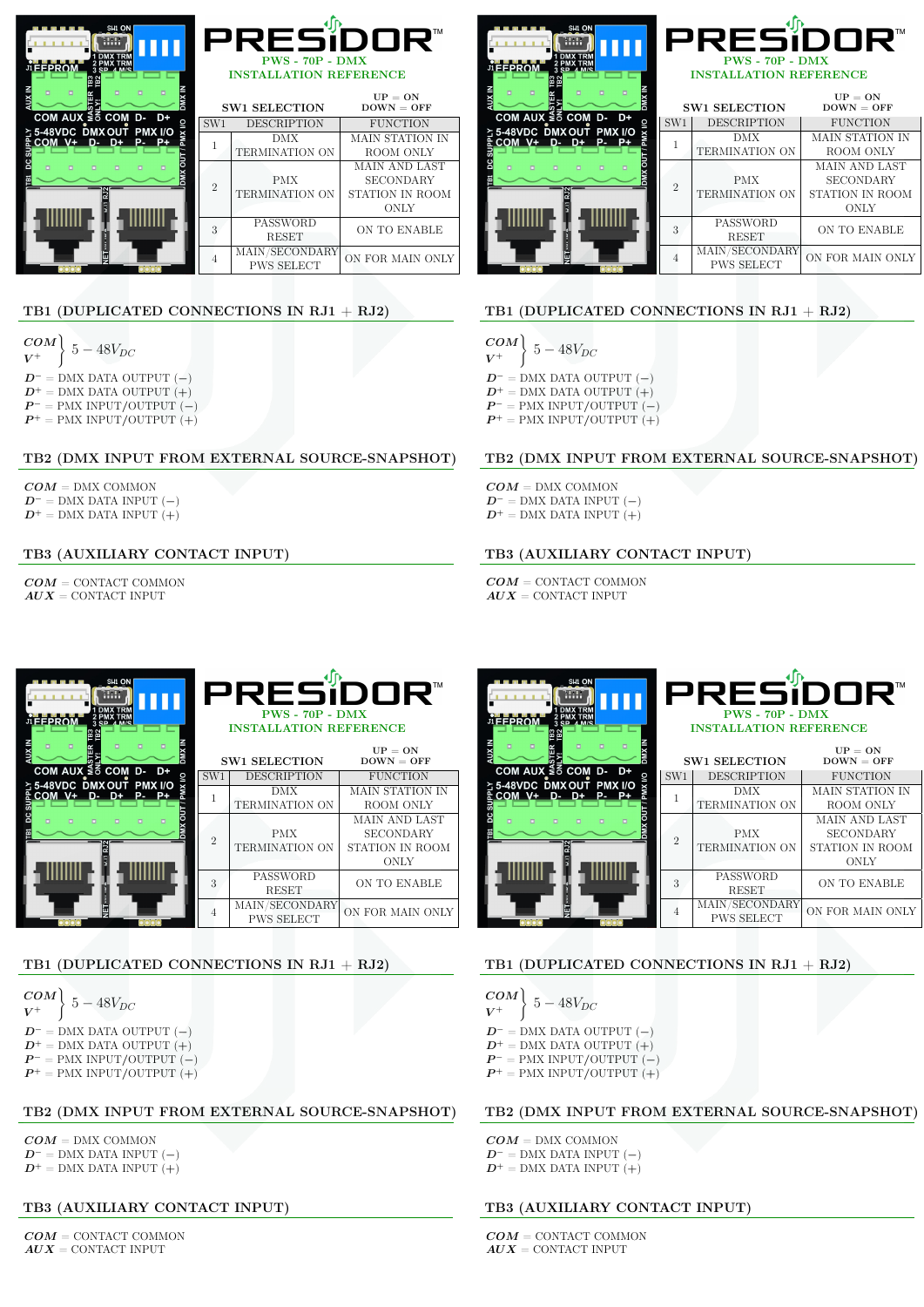# PRESiDOR™

PWS - 70P - DMX

INSTALLATION REFERENCE

**SW1 SELECTION** — UP = ON, DOWN = OFF

| SW1 | DESCRIPTION | FUNCTION |
|---|---|---|
| 1 | DMX TERMINATION ON | MAIN STATION IN ROOM ONLY |
| 2 | PMX TERMINATION ON | MAIN AND LAST SECONDARY STATION IN ROOM ONLY |
| 3 | PASSWORD RESET | ON TO ENABLE |
| 4 | MAIN/SECONDARY PWS SELECT | ON FOR MAIN ONLY |

## TB1 (DUPLICATED CONNECTIONS IN RJ1 + RJ2)

***COM***, $V^+$ } $5 - 48V_{DC}$

$D^-$ = DMX DATA OUTPUT (−)
$D^+$ = DMX DATA OUTPUT (+)
$P^-$ = PMX INPUT/OUTPUT (−)
$P^+$ = PMX INPUT/OUTPUT (+)

## TB2 (DMX INPUT FROM EXTERNAL SOURCE-SNAPSHOT)

***COM*** = DMX COMMON
$D^-$ = DMX DATA INPUT (−)
$D^+$ = DMX DATA INPUT (+)

## TB3 (AUXILIARY CONTACT INPUT)

***COM*** = CONTACT COMMON
***AUX*** = CONTACT INPUT

# PRESiDOR™

PWS - 70P - DMX

INSTALLATION REFERENCE

**SW1 SELECTION** — UP = ON, DOWN = OFF

| SW1 | DESCRIPTION | FUNCTION |
|---|---|---|
| 1 | DMX TERMINATION ON | MAIN STATION IN ROOM ONLY |
| 2 | PMX TERMINATION ON | MAIN AND LAST SECONDARY STATION IN ROOM ONLY |
| 3 | PASSWORD RESET | ON TO ENABLE |
| 4 | MAIN/SECONDARY PWS SELECT | ON FOR MAIN ONLY |

## TB1 (DUPLICATED CONNECTIONS IN RJ1 + RJ2)

***COM***, $V^+$ } $5 - 48V_{DC}$

$D^-$ = DMX DATA OUTPUT (−)
$D^+$ = DMX DATA OUTPUT (+)
$P^-$ = PMX INPUT/OUTPUT (−)
$P^+$ = PMX INPUT/OUTPUT (+)

## TB2 (DMX INPUT FROM EXTERNAL SOURCE-SNAPSHOT)

***COM*** = DMX COMMON
$D^-$ = DMX DATA INPUT (−)
$D^+$ = DMX DATA INPUT (+)

## TB3 (AUXILIARY CONTACT INPUT)

***COM*** = CONTACT COMMON
***AUX*** = CONTACT INPUT

# PRESiDOR™

PWS - 70P - DMX

INSTALLATION REFERENCE

**SW1 SELECTION** — UP = ON, DOWN = OFF

| SW1 | DESCRIPTION | FUNCTION |
|---|---|---|
| 1 | DMX TERMINATION ON | MAIN STATION IN ROOM ONLY |
| 2 | PMX TERMINATION ON | MAIN AND LAST SECONDARY STATION IN ROOM ONLY |
| 3 | PASSWORD RESET | ON TO ENABLE |
| 4 | MAIN/SECONDARY PWS SELECT | ON FOR MAIN ONLY |

## TB1 (DUPLICATED CONNECTIONS IN RJ1 + RJ2)

***COM***, $V^+$ } $5 - 48V_{DC}$

$D^-$ = DMX DATA OUTPUT (−)
$D^+$ = DMX DATA OUTPUT (+)
$P^-$ = PMX INPUT/OUTPUT (−)
$P^+$ = PMX INPUT/OUTPUT (+)

## TB2 (DMX INPUT FROM EXTERNAL SOURCE-SNAPSHOT)

***COM*** = DMX COMMON
$D^-$ = DMX DATA INPUT (−)
$D^+$ = DMX DATA INPUT (+)

## TB3 (AUXILIARY CONTACT INPUT)

***COM*** = CONTACT COMMON
***AUX*** = CONTACT INPUT

# PRESiDOR™

PWS - 70P - DMX

INSTALLATION REFERENCE

**SW1 SELECTION** — UP = ON, DOWN = OFF

| SW1 | DESCRIPTION | FUNCTION |
|---|---|---|
| 1 | DMX TERMINATION ON | MAIN STATION IN ROOM ONLY |
| 2 | PMX TERMINATION ON | MAIN AND LAST SECONDARY STATION IN ROOM ONLY |
| 3 | PASSWORD RESET | ON TO ENABLE |
| 4 | MAIN/SECONDARY PWS SELECT | ON FOR MAIN ONLY |

## TB1 (DUPLICATED CONNECTIONS IN RJ1 + RJ2)

***COM***, $V^+$ } $5 - 48V_{DC}$

$D^-$ = DMX DATA OUTPUT (−)
$D^+$ = DMX DATA OUTPUT (+)
$P^-$ = PMX INPUT/OUTPUT (−)
$P^+$ = PMX INPUT/OUTPUT (+)

## TB2 (DMX INPUT FROM EXTERNAL SOURCE-SNAPSHOT)

***COM*** = DMX COMMON
$D^-$ = DMX DATA INPUT (−)
$D^+$ = DMX DATA INPUT (+)

## TB3 (AUXILIARY CONTACT INPUT)

***COM*** = CONTACT COMMON
***AUX*** = CONTACT INPUT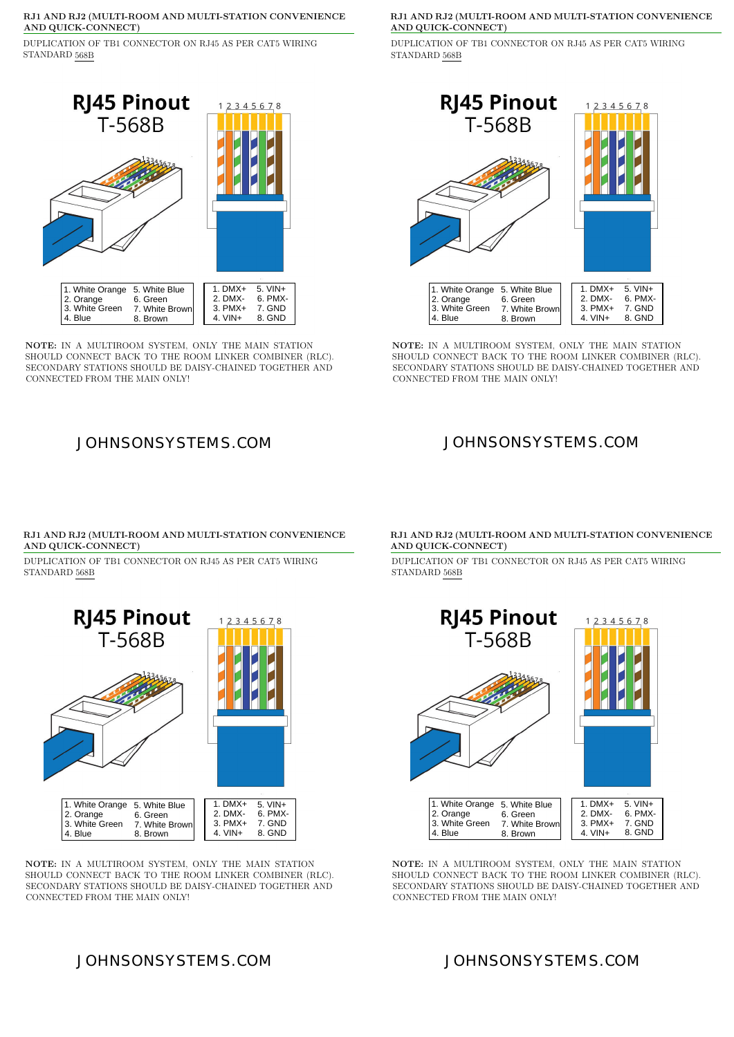## RJ1 AND RJ2 (MULTI-ROOM AND MULTI-STATION CONVENIENCE AND QUICK-CONNECT)

DUPLICATION OF TB1 CONNECTOR ON RJ45 AS PER CAT5 WIRING STANDARD 568B

RJ45 Pinout
T-568B

1 2 3 4 5 6 7 8

| | |
|---|---|
| 1. White Orange | 5. White Blue |
| 2. Orange | 6. Green |
| 3. White Green | 7. White Brown |
| 4. Blue | 8. Brown |

| | |
|---|---|
| 1. DMX+ | 5. VIN+ |
| 2. DMX- | 6. PMX- |
| 3. PMX+ | 7. GND |
| 4. VIN+ | 8. GND |

**NOTE:** IN A MULTIROOM SYSTEM, ONLY THE MAIN STATION SHOULD CONNECT BACK TO THE ROOM LINKER COMBINER (RLC). SECONDARY STATIONS SHOULD BE DAISY-CHAINED TOGETHER AND CONNECTED FROM THE MAIN ONLY!

JOHNSONSYSTEMS.COM

## RJ1 AND RJ2 (MULTI-ROOM AND MULTI-STATION CONVENIENCE AND QUICK-CONNECT)

DUPLICATION OF TB1 CONNECTOR ON RJ45 AS PER CAT5 WIRING STANDARD 568B

RJ45 Pinout
T-568B

1 2 3 4 5 6 7 8

| | |
|---|---|
| 1. White Orange | 5. White Blue |
| 2. Orange | 6. Green |
| 3. White Green | 7. White Brown |
| 4. Blue | 8. Brown |

| | |
|---|---|
| 1. DMX+ | 5. VIN+ |
| 2. DMX- | 6. PMX- |
| 3. PMX+ | 7. GND |
| 4. VIN+ | 8. GND |

**NOTE:** IN A MULTIROOM SYSTEM, ONLY THE MAIN STATION SHOULD CONNECT BACK TO THE ROOM LINKER COMBINER (RLC). SECONDARY STATIONS SHOULD BE DAISY-CHAINED TOGETHER AND CONNECTED FROM THE MAIN ONLY!

JOHNSONSYSTEMS.COM

## RJ1 AND RJ2 (MULTI-ROOM AND MULTI-STATION CONVENIENCE AND QUICK-CONNECT)

DUPLICATION OF TB1 CONNECTOR ON RJ45 AS PER CAT5 WIRING STANDARD 568B

RJ45 Pinout
T-568B

1 2 3 4 5 6 7 8

| | |
|---|---|
| 1. White Orange | 5. White Blue |
| 2. Orange | 6. Green |
| 3. White Green | 7. White Brown |
| 4. Blue | 8. Brown |

| | |
|---|---|
| 1. DMX+ | 5. VIN+ |
| 2. DMX- | 6. PMX- |
| 3. PMX+ | 7. GND |
| 4. VIN+ | 8. GND |

**NOTE:** IN A MULTIROOM SYSTEM, ONLY THE MAIN STATION SHOULD CONNECT BACK TO THE ROOM LINKER COMBINER (RLC). SECONDARY STATIONS SHOULD BE DAISY-CHAINED TOGETHER AND CONNECTED FROM THE MAIN ONLY!

JOHNSONSYSTEMS.COM

## RJ1 AND RJ2 (MULTI-ROOM AND MULTI-STATION CONVENIENCE AND QUICK-CONNECT)

DUPLICATION OF TB1 CONNECTOR ON RJ45 AS PER CAT5 WIRING STANDARD 568B

RJ45 Pinout
T-568B

1 2 3 4 5 6 7 8

| | |
|---|---|
| 1. White Orange | 5. White Blue |
| 2. Orange | 6. Green |
| 3. White Green | 7. White Brown |
| 4. Blue | 8. Brown |

| | |
|---|---|
| 1. DMX+ | 5. VIN+ |
| 2. DMX- | 6. PMX- |
| 3. PMX+ | 7. GND |
| 4. VIN+ | 8. GND |

**NOTE:** IN A MULTIROOM SYSTEM, ONLY THE MAIN STATION SHOULD CONNECT BACK TO THE ROOM LINKER COMBINER (RLC). SECONDARY STATIONS SHOULD BE DAISY-CHAINED TOGETHER AND CONNECTED FROM THE MAIN ONLY!

JOHNSONSYSTEMS.COM